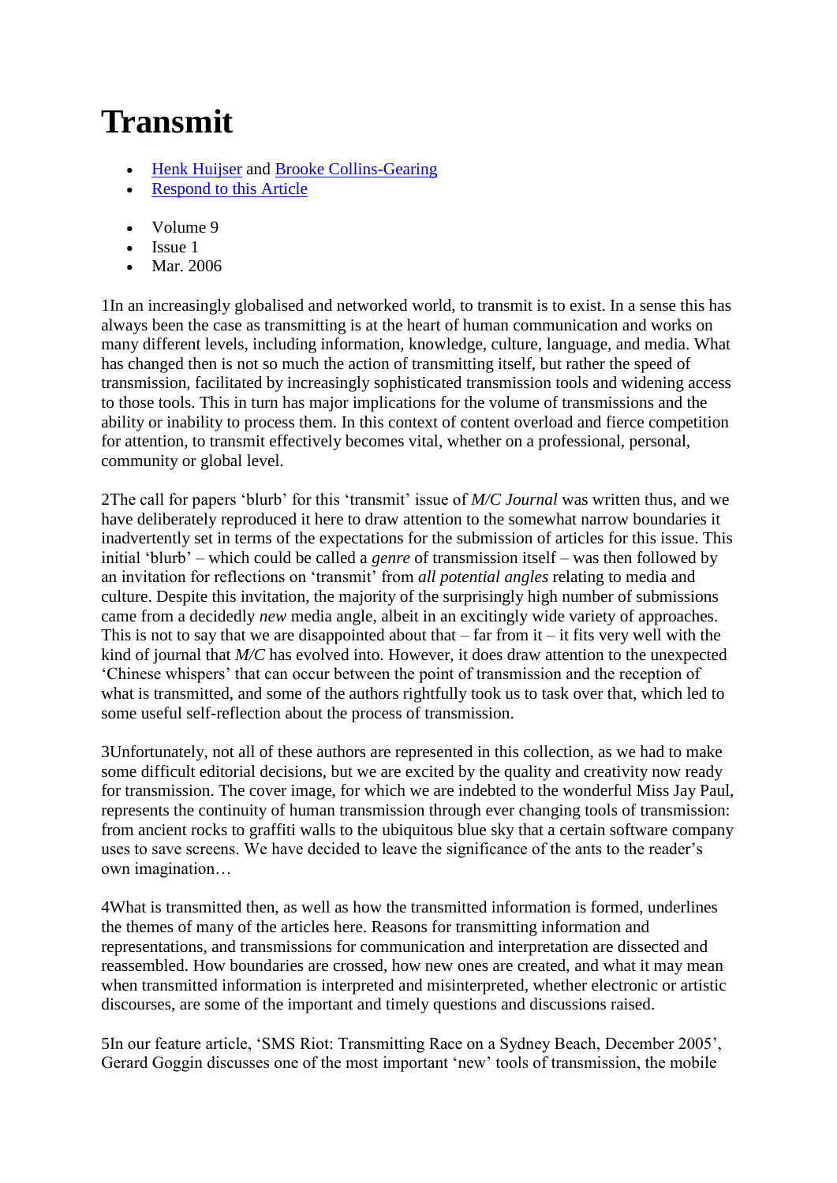# Transmit

- Henk Huijser and Brooke Collins-Gearing
- Respond to this Article

- Volume 9
- Issue 1
- Mar. 2006

1In an increasingly globalised and networked world, to transmit is to exist. In a sense this has always been the case as transmitting is at the heart of human communication and works on many different levels, including information, knowledge, culture, language, and media. What has changed then is not so much the action of transmitting itself, but rather the speed of transmission, facilitated by increasingly sophisticated transmission tools and widening access to those tools. This in turn has major implications for the volume of transmissions and the ability or inability to process them. In this context of content overload and fierce competition for attention, to transmit effectively becomes vital, whether on a professional, personal, community or global level.

2The call for papers 'blurb' for this 'transmit' issue of *M/C Journal* was written thus, and we have deliberately reproduced it here to draw attention to the somewhat narrow boundaries it inadvertently set in terms of the expectations for the submission of articles for this issue. This initial 'blurb' – which could be called a *genre* of transmission itself – was then followed by an invitation for reflections on 'transmit' from *all potential angles* relating to media and culture. Despite this invitation, the majority of the surprisingly high number of submissions came from a decidedly *new* media angle, albeit in an excitingly wide variety of approaches. This is not to say that we are disappointed about that – far from it – it fits very well with the kind of journal that *M/C* has evolved into. However, it does draw attention to the unexpected 'Chinese whispers' that can occur between the point of transmission and the reception of what is transmitted, and some of the authors rightfully took us to task over that, which led to some useful self-reflection about the process of transmission.

3Unfortunately, not all of these authors are represented in this collection, as we had to make some difficult editorial decisions, but we are excited by the quality and creativity now ready for transmission. The cover image, for which we are indebted to the wonderful Miss Jay Paul, represents the continuity of human transmission through ever changing tools of transmission: from ancient rocks to graffiti walls to the ubiquitous blue sky that a certain software company uses to save screens. We have decided to leave the significance of the ants to the reader's own imagination…

4What is transmitted then, as well as how the transmitted information is formed, underlines the themes of many of the articles here. Reasons for transmitting information and representations, and transmissions for communication and interpretation are dissected and reassembled. How boundaries are crossed, how new ones are created, and what it may mean when transmitted information is interpreted and misinterpreted, whether electronic or artistic discourses, are some of the important and timely questions and discussions raised.

5In our feature article, 'SMS Riot: Transmitting Race on a Sydney Beach, December 2005', Gerard Goggin discusses one of the most important 'new' tools of transmission, the mobile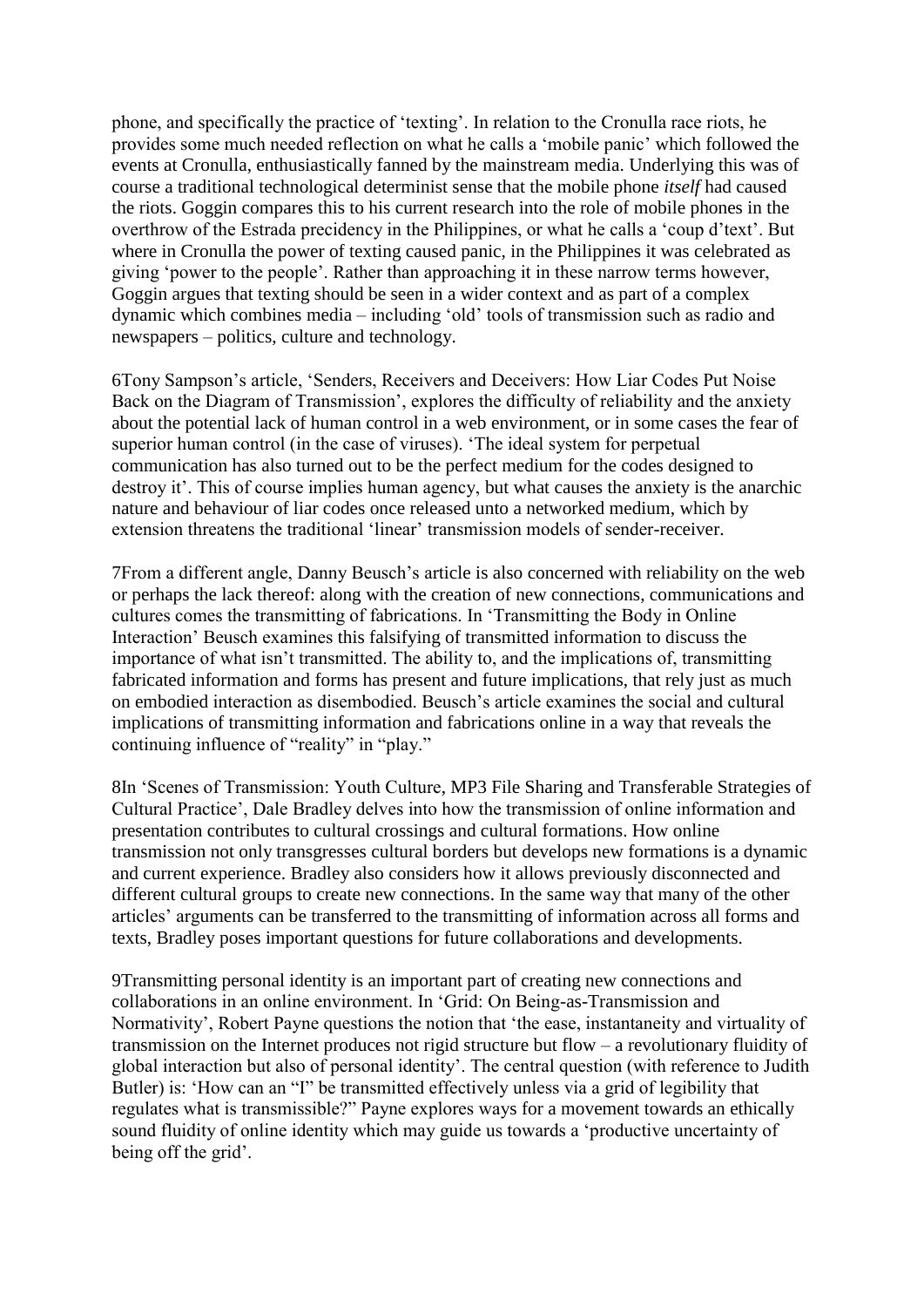phone, and specifically the practice of 'texting'. In relation to the Cronulla race riots, he provides some much needed reflection on what he calls a 'mobile panic' which followed the events at Cronulla, enthusiastically fanned by the mainstream media. Underlying this was of course a traditional technological determinist sense that the mobile phone *itself* had caused the riots. Goggin compares this to his current research into the role of mobile phones in the overthrow of the Estrada precidency in the Philippines, or what he calls a 'coup d'text'. But where in Cronulla the power of texting caused panic, in the Philippines it was celebrated as giving 'power to the people'. Rather than approaching it in these narrow terms however, Goggin argues that texting should be seen in a wider context and as part of a complex dynamic which combines media – including 'old' tools of transmission such as radio and newspapers – politics, culture and technology.

6Tony Sampson's article, 'Senders, Receivers and Deceivers: How Liar Codes Put Noise Back on the Diagram of Transmission', explores the difficulty of reliability and the anxiety about the potential lack of human control in a web environment, or in some cases the fear of superior human control (in the case of viruses). 'The ideal system for perpetual communication has also turned out to be the perfect medium for the codes designed to destroy it'. This of course implies human agency, but what causes the anxiety is the anarchic nature and behaviour of liar codes once released unto a networked medium, which by extension threatens the traditional 'linear' transmission models of sender-receiver.

7From a different angle, Danny Beusch's article is also concerned with reliability on the web or perhaps the lack thereof: along with the creation of new connections, communications and cultures comes the transmitting of fabrications. In 'Transmitting the Body in Online Interaction' Beusch examines this falsifying of transmitted information to discuss the importance of what isn't transmitted. The ability to, and the implications of, transmitting fabricated information and forms has present and future implications, that rely just as much on embodied interaction as disembodied. Beusch's article examines the social and cultural implications of transmitting information and fabrications online in a way that reveals the continuing influence of "reality" in "play."

8In 'Scenes of Transmission: Youth Culture, MP3 File Sharing and Transferable Strategies of Cultural Practice', Dale Bradley delves into how the transmission of online information and presentation contributes to cultural crossings and cultural formations. How online transmission not only transgresses cultural borders but develops new formations is a dynamic and current experience. Bradley also considers how it allows previously disconnected and different cultural groups to create new connections. In the same way that many of the other articles' arguments can be transferred to the transmitting of information across all forms and texts, Bradley poses important questions for future collaborations and developments.

9Transmitting personal identity is an important part of creating new connections and collaborations in an online environment. In 'Grid: On Being-as-Transmission and Normativity', Robert Payne questions the notion that 'the ease, instantaneity and virtuality of transmission on the Internet produces not rigid structure but flow – a revolutionary fluidity of global interaction but also of personal identity'. The central question (with reference to Judith Butler) is: 'How can an "I" be transmitted effectively unless via a grid of legibility that regulates what is transmissible?" Payne explores ways for a movement towards an ethically sound fluidity of online identity which may guide us towards a 'productive uncertainty of being off the grid'.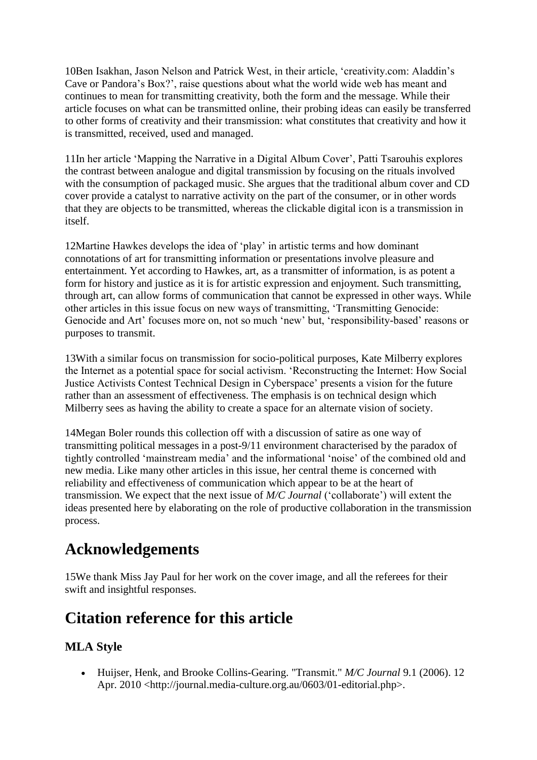10Ben Isakhan, Jason Nelson and Patrick West, in their article, 'creativity.com: Aladdin's Cave or Pandora's Box?', raise questions about what the world wide web has meant and continues to mean for transmitting creativity, both the form and the message. While their article focuses on what can be transmitted online, their probing ideas can easily be transferred to other forms of creativity and their transmission: what constitutes that creativity and how it is transmitted, received, used and managed.

11In her article 'Mapping the Narrative in a Digital Album Cover', Patti Tsarouhis explores the contrast between analogue and digital transmission by focusing on the rituals involved with the consumption of packaged music. She argues that the traditional album cover and CD cover provide a catalyst to narrative activity on the part of the consumer, or in other words that they are objects to be transmitted, whereas the clickable digital icon is a transmission in itself.

12Martine Hawkes develops the idea of 'play' in artistic terms and how dominant connotations of art for transmitting information or presentations involve pleasure and entertainment. Yet according to Hawkes, art, as a transmitter of information, is as potent a form for history and justice as it is for artistic expression and enjoyment. Such transmitting, through art, can allow forms of communication that cannot be expressed in other ways. While other articles in this issue focus on new ways of transmitting, 'Transmitting Genocide: Genocide and Art' focuses more on, not so much 'new' but, 'responsibility-based' reasons or purposes to transmit.

13With a similar focus on transmission for socio-political purposes, Kate Milberry explores the Internet as a potential space for social activism. 'Reconstructing the Internet: How Social Justice Activists Contest Technical Design in Cyberspace' presents a vision for the future rather than an assessment of effectiveness. The emphasis is on technical design which Milberry sees as having the ability to create a space for an alternate vision of society.

14Megan Boler rounds this collection off with a discussion of satire as one way of transmitting political messages in a post-9/11 environment characterised by the paradox of tightly controlled 'mainstream media' and the informational 'noise' of the combined old and new media. Like many other articles in this issue, her central theme is concerned with reliability and effectiveness of communication which appear to be at the heart of transmission. We expect that the next issue of *M/C Journal* ('collaborate') will extent the ideas presented here by elaborating on the role of productive collaboration in the transmission process.

## Acknowledgements

15We thank Miss Jay Paul for her work on the cover image, and all the referees for their swift and insightful responses.

## Citation reference for this article

### MLA Style

- Huijser, Henk, and Brooke Collins-Gearing. "Transmit." *M/C Journal* 9.1 (2006). 12 Apr. 2010 <http://journal.media-culture.org.au/0603/01-editorial.php>.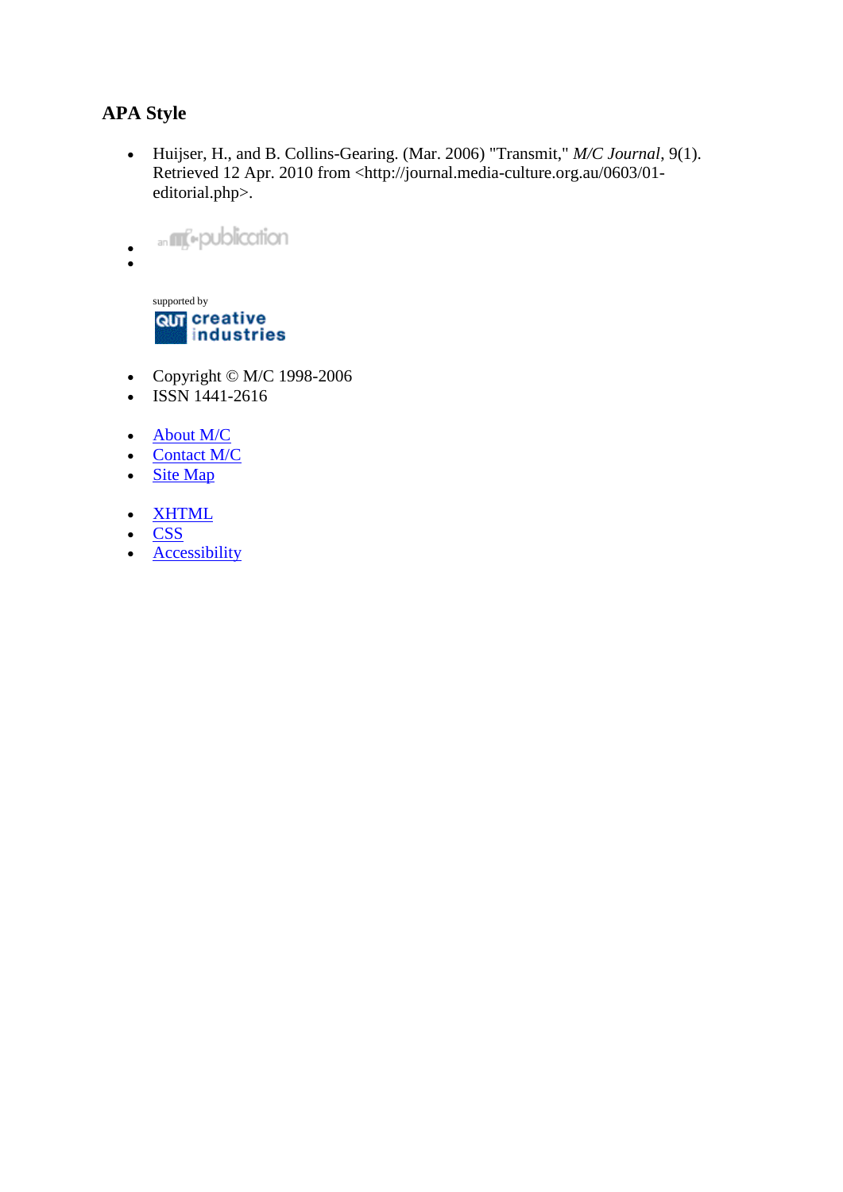## APA Style

- Huijser, H., and B. Collins-Gearing. (Mar. 2006) "Transmit," *M/C Journal*, 9(1). Retrieved 12 Apr. 2010 from <http://journal.media-culture.org.au/0603/01-editorial.php>.

supported by

- Copyright © M/C 1998-2006
- ISSN 1441-2616

- About M/C
- Contact M/C
- Site Map

- XHTML
- CSS
- Accessibility